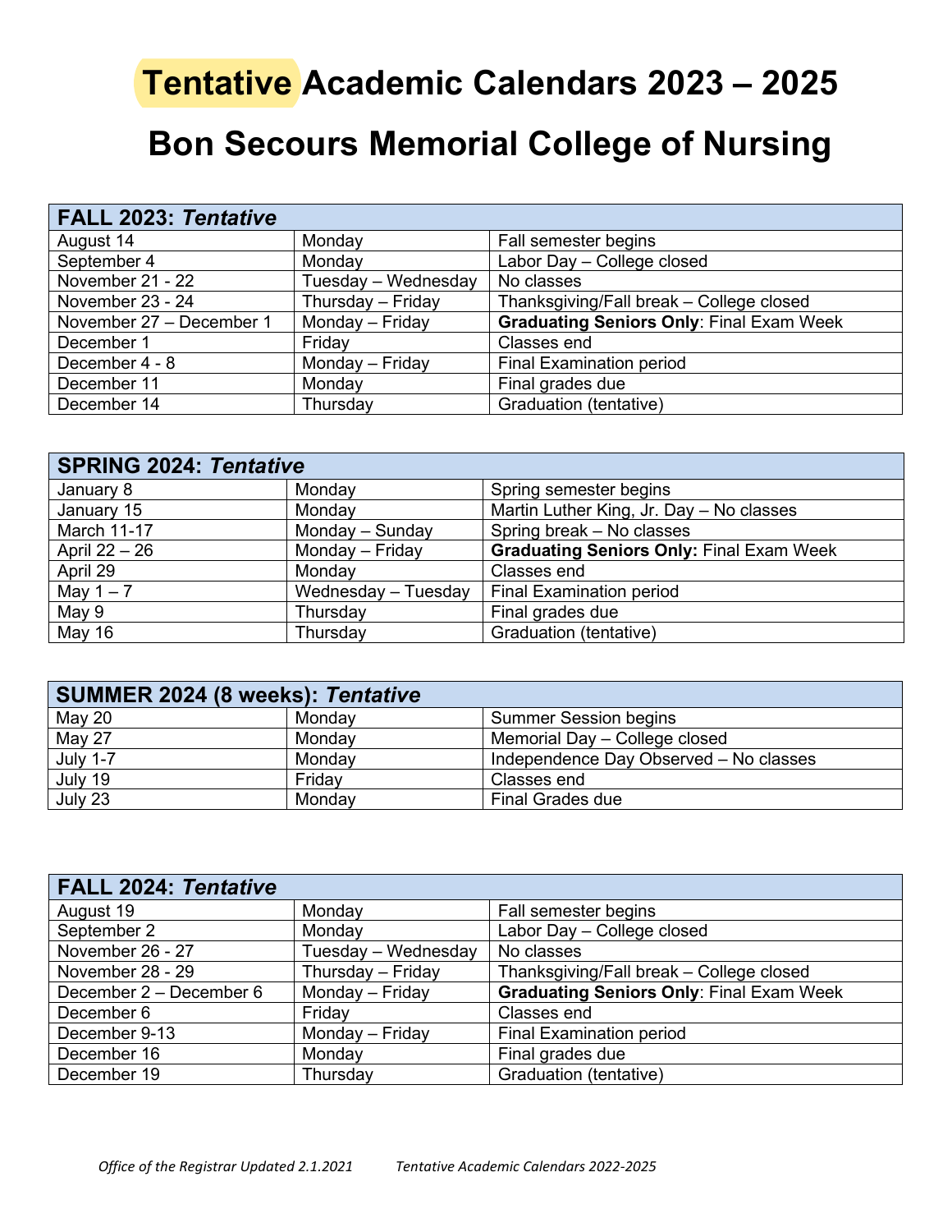# Tentative Academic Calendars 2023 – 2025

# Bon Secours Memorial College of Nursing

| FALL 2023: *Tentative* | | |
|---|---|---|
| August 14 | Monday | Fall semester begins |
| September 4 | Monday | Labor Day – College closed |
| November 21 - 22 | Tuesday – Wednesday | No classes |
| November 23 - 24 | Thursday – Friday | Thanksgiving/Fall break – College closed |
| November 27 – December 1 | Monday – Friday | **Graduating Seniors Only**: Final Exam Week |
| December 1 | Friday | Classes end |
| December 4 - 8 | Monday – Friday | Final Examination period |
| December 11 | Monday | Final grades due |
| December 14 | Thursday | Graduation (tentative) |

| SPRING 2024: *Tentative* | | |
|---|---|---|
| January 8 | Monday | Spring semester begins |
| January 15 | Monday | Martin Luther King, Jr. Day – No classes |
| March 11-17 | Monday – Sunday | Spring break – No classes |
| April 22 – 26 | Monday – Friday | **Graduating Seniors Only:** Final Exam Week |
| April 29 | Monday | Classes end |
| May 1 – 7 | Wednesday – Tuesday | Final Examination period |
| May 9 | Thursday | Final grades due |
| May 16 | Thursday | Graduation (tentative) |

| SUMMER 2024 (8 weeks): *Tentative* | | |
|---|---|---|
| May 20 | Monday | Summer Session begins |
| May 27 | Monday | Memorial Day – College closed |
| July 1-7 | Monday | Independence Day Observed – No classes |
| July 19 | Friday | Classes end |
| July 23 | Monday | Final Grades due |

| FALL 2024: *Tentative* | | |
|---|---|---|
| August 19 | Monday | Fall semester begins |
| September 2 | Monday | Labor Day – College closed |
| November 26 - 27 | Tuesday – Wednesday | No classes |
| November 28 - 29 | Thursday – Friday | Thanksgiving/Fall break – College closed |
| December 2 – December 6 | Monday – Friday | **Graduating Seniors Only**: Final Exam Week |
| December 6 | Friday | Classes end |
| December 9-13 | Monday – Friday | Final Examination period |
| December 16 | Monday | Final grades due |
| December 19 | Thursday | Graduation (tentative) |

*Office of the Registrar Updated 2.1.2021* *Tentative Academic Calendars 2022-2025*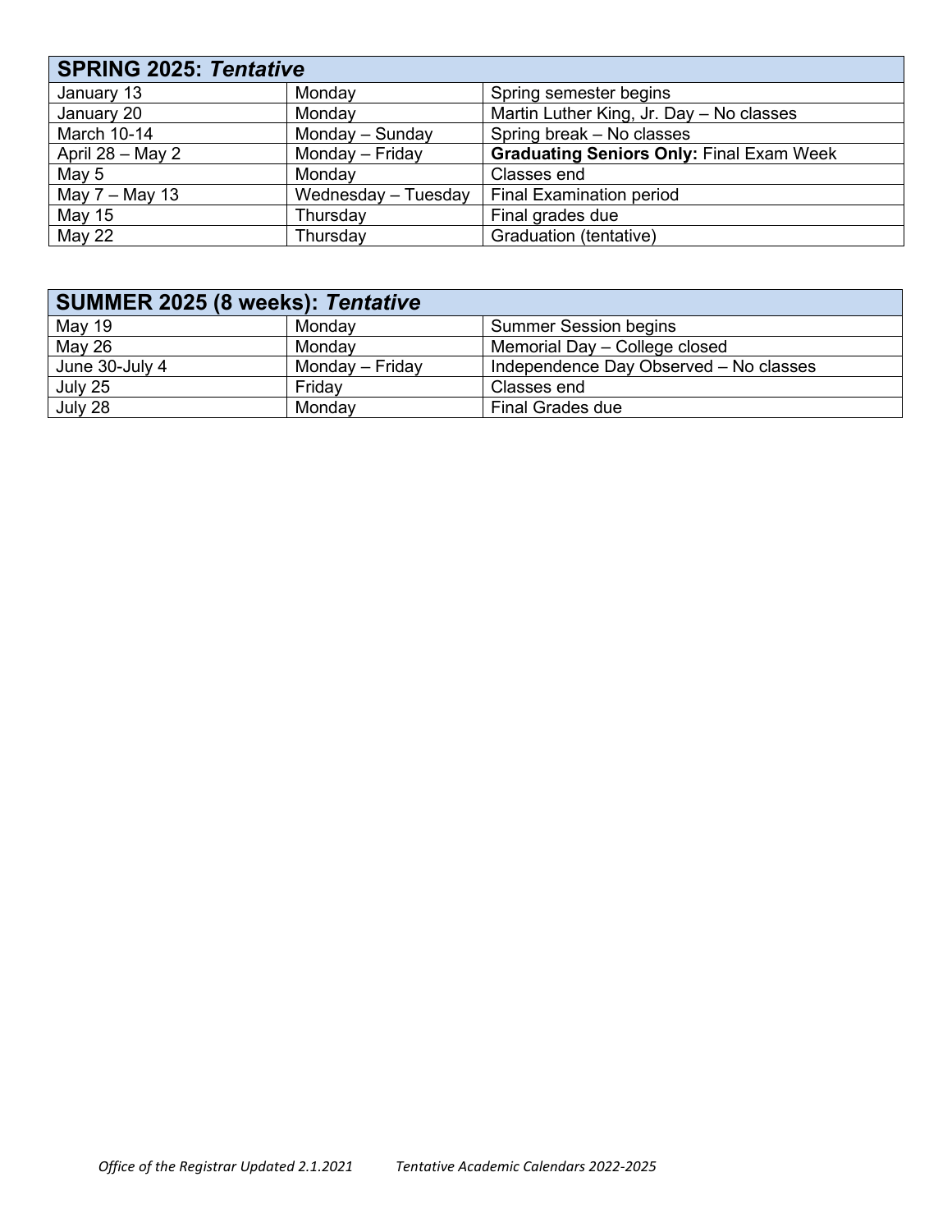| SPRING 2025: *Tentative* | | |
|---|---|---|
| January 13 | Monday | Spring semester begins |
| January 20 | Monday | Martin Luther King, Jr. Day – No classes |
| March 10-14 | Monday – Sunday | Spring break – No classes |
| April 28 – May 2 | Monday – Friday | **Graduating Seniors Only:** Final Exam Week |
| May 5 | Monday | Classes end |
| May 7 – May 13 | Wednesday – Tuesday | Final Examination period |
| May 15 | Thursday | Final grades due |
| May 22 | Thursday | Graduation (tentative) |

| SUMMER 2025 (8 weeks): *Tentative* | | |
|---|---|---|
| May 19 | Monday | Summer Session begins |
| May 26 | Monday | Memorial Day – College closed |
| June 30-July 4 | Monday – Friday | Independence Day Observed – No classes |
| July 25 | Friday | Classes end |
| July 28 | Monday | Final Grades due |